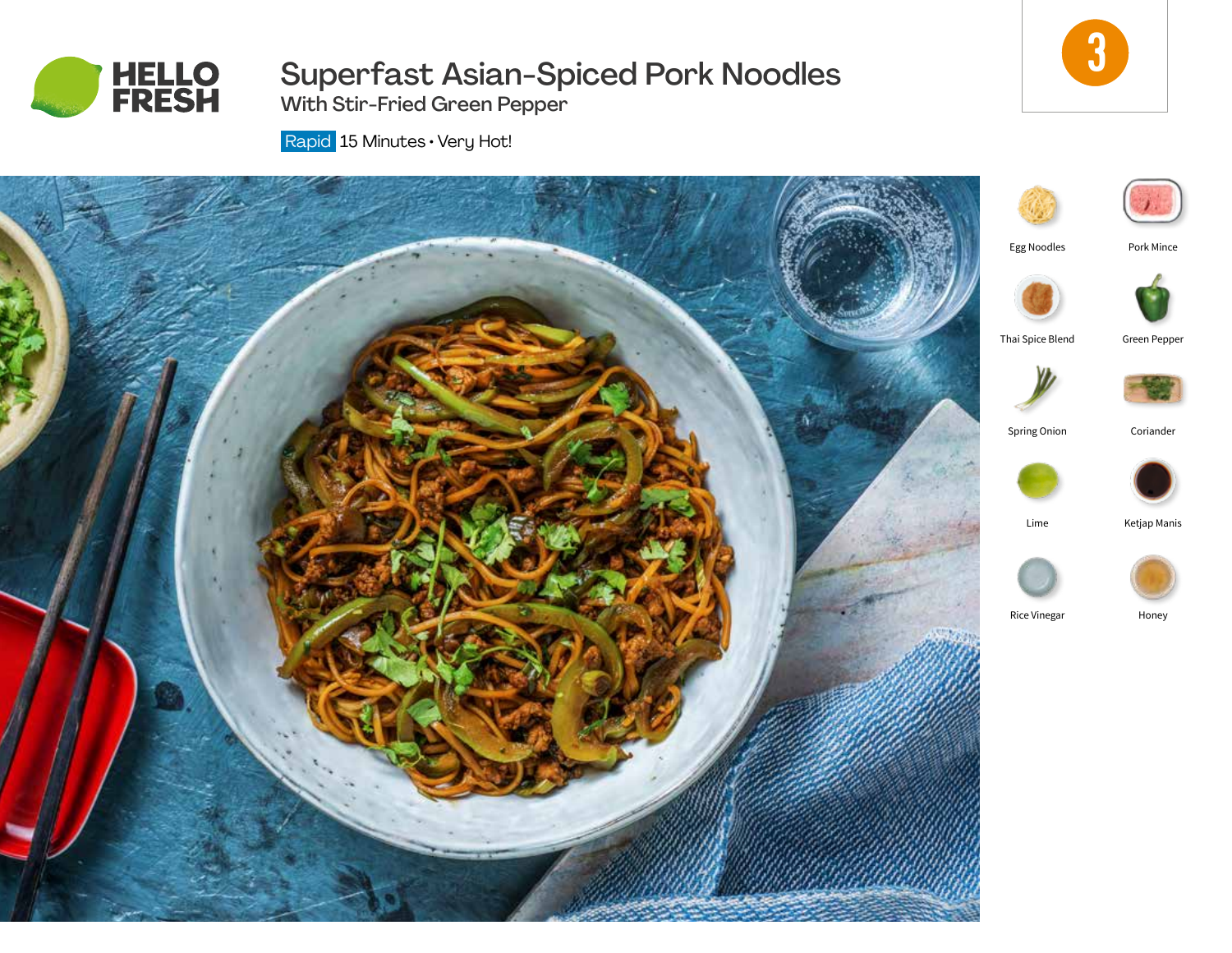HELLO FRESH

# Superfast Asian-Spiced Pork Noodles

## With Stir-Fried Green Pepper

Rapid 15 Minutes • Very Hot!

3

- Egg Noodles
- Pork Mince
- Thai Spice Blend
- Green Pepper
- Spring Onion
- Coriander
- Lime
- Ketjap Manis
- Rice Vinegar
- Honey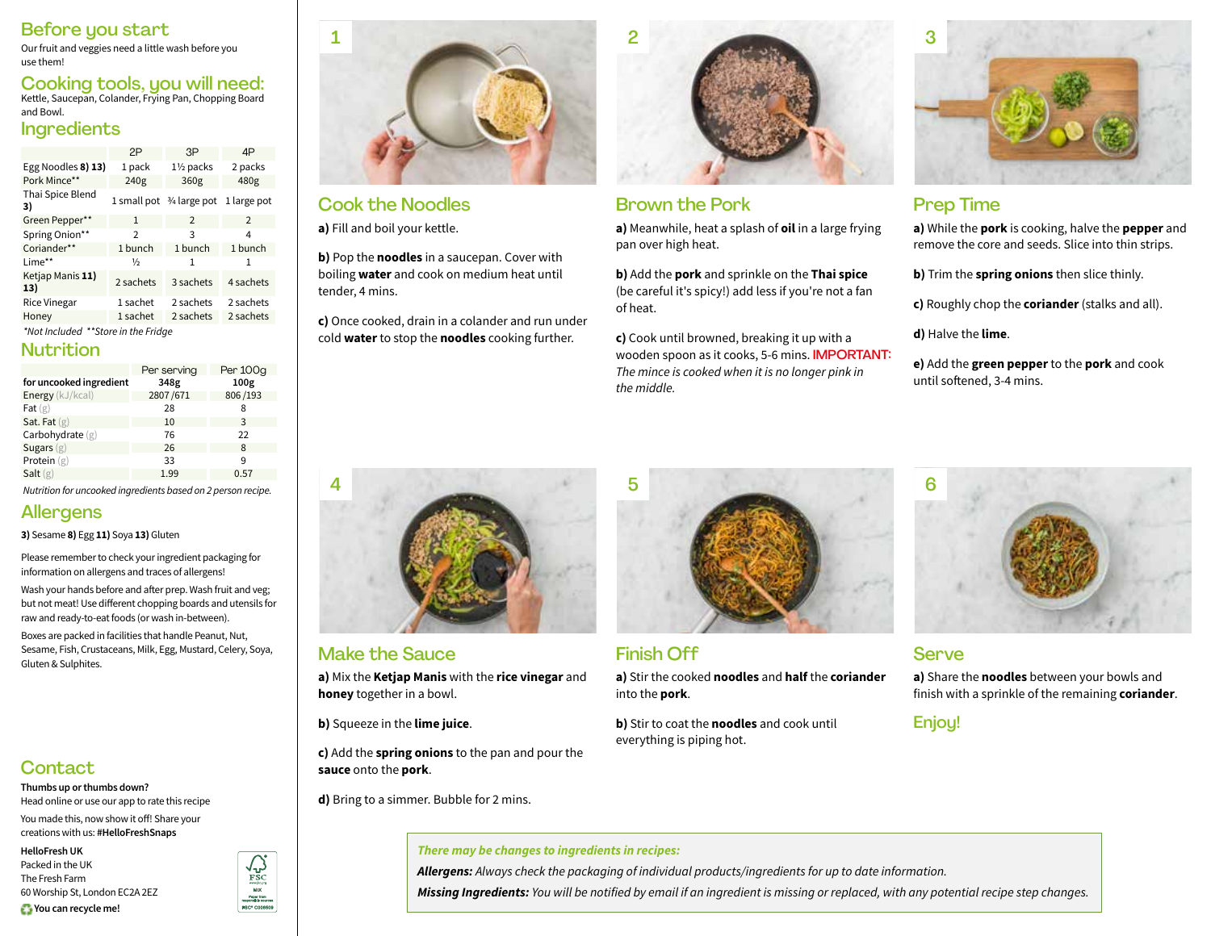## Before you start

Our fruit and veggies need a little wash before you use them!

## Cooking tools, you will need:

Kettle, Saucepan, Colander, Frying Pan, Chopping Board and Bowl.

## Ingredients

| | 2P | 3P | 4P |
|---|---|---|---|
| Egg Noodles **8) 13)** | 1 pack | 1½ packs | 2 packs |
| Pork Mince** | 240g | 360g | 480g |
| Thai Spice Blend **3)** | 1 small pot | ¾ large pot | 1 large pot |
| Green Pepper** | 1 | 2 | 2 |
| Spring Onion** | 2 | 3 | 4 |
| Coriander** | 1 bunch | 1 bunch | 1 bunch |
| Lime** | ½ | 1 | 1 |
| Ketjap Manis **11) 13)** | 2 sachets | 3 sachets | 4 sachets |
| Rice Vinegar | 1 sachet | 2 sachets | 2 sachets |
| Honey | 1 sachet | 2 sachets | 2 sachets |

*\*Not Included \*\*Store in the Fridge*

## Nutrition

| | Per serving | Per 100g |
|---|---|---|
| **for uncooked ingredient** | **348g** | **100g** |
| Energy (kJ/kcal) | 2807 /671 | 806 /193 |
| Fat (g) | 28 | 8 |
| Sat. Fat (g) | 10 | 3 |
| Carbohydrate (g) | 76 | 22 |
| Sugars (g) | 26 | 8 |
| Protein (g) | 33 | 9 |
| Salt (g) | 1.99 | 0.57 |

*Nutrition for uncooked ingredients based on 2 person recipe.*

## Allergens

**3)** Sesame **8)** Egg **11)** Soya **13)** Gluten

Please remember to check your ingredient packaging for information on allergens and traces of allergens!

Wash your hands before and after prep. Wash fruit and veg; but not meat! Use different chopping boards and utensils for raw and ready-to-eat foods (or wash in-between).

Boxes are packed in facilities that handle Peanut, Nut, Sesame, Fish, Crustaceans, Milk, Egg, Mustard, Celery, Soya, Gluten & Sulphites.

## Contact

**Thumbs up or thumbs down?**
Head online or use our app to rate this recipe

You made this, now show it off! Share your creations with us: **#HelloFreshSnaps**

**HelloFresh UK**
Packed in the UK
The Fresh Farm
60 Worship St, London EC2A 2EZ

**You can recycle me!**

## 1 Cook the Noodles

**a)** Fill and boil your kettle.

**b)** Pop the **noodles** in a saucepan. Cover with boiling **water** and cook on medium heat until tender, 4 mins.

**c)** Once cooked, drain in a colander and run under cold **water** to stop the **noodles** cooking further.

## 2 Brown the Pork

**a)** Meanwhile, heat a splash of **oil** in a large frying pan over high heat.

**b)** Add the **pork** and sprinkle on the **Thai spice** (be careful it's spicy!) add less if you're not a fan of heat.

**c)** Cook until browned, breaking it up with a wooden spoon as it cooks, 5-6 mins. **IMPORTANT:** *The mince is cooked when it is no longer pink in the middle.*

## 3 Prep Time

**a)** While the **pork** is cooking, halve the **pepper** and remove the core and seeds. Slice into thin strips.

**b)** Trim the **spring onions** then slice thinly.

**c)** Roughly chop the **coriander** (stalks and all).

**d)** Halve the **lime**.

**e)** Add the **green pepper** to the **pork** and cook until softened, 3-4 mins.

## 4 Make the Sauce

**a)** Mix the **Ketjap Manis** with the **rice vinegar** and **honey** together in a bowl.

**b)** Squeeze in the **lime juice**.

**c)** Add the **spring onions** to the pan and pour the **sauce** onto the **pork**.

**d)** Bring to a simmer. Bubble for 2 mins.

## 5 Finish Off

**a)** Stir the cooked **noodles** and **half** the **coriander** into the **pork**.

**b)** Stir to coat the **noodles** and cook until everything is piping hot.

## 6 Serve

**a)** Share the **noodles** between your bowls and finish with a sprinkle of the remaining **coriander**.

**Enjoy!**

***There may be changes to ingredients in recipes:***

***Allergens:*** *Always check the packaging of individual products/ingredients for up to date information.*

***Missing Ingredients:*** *You will be notified by email if an ingredient is missing or replaced, with any potential recipe step changes.*